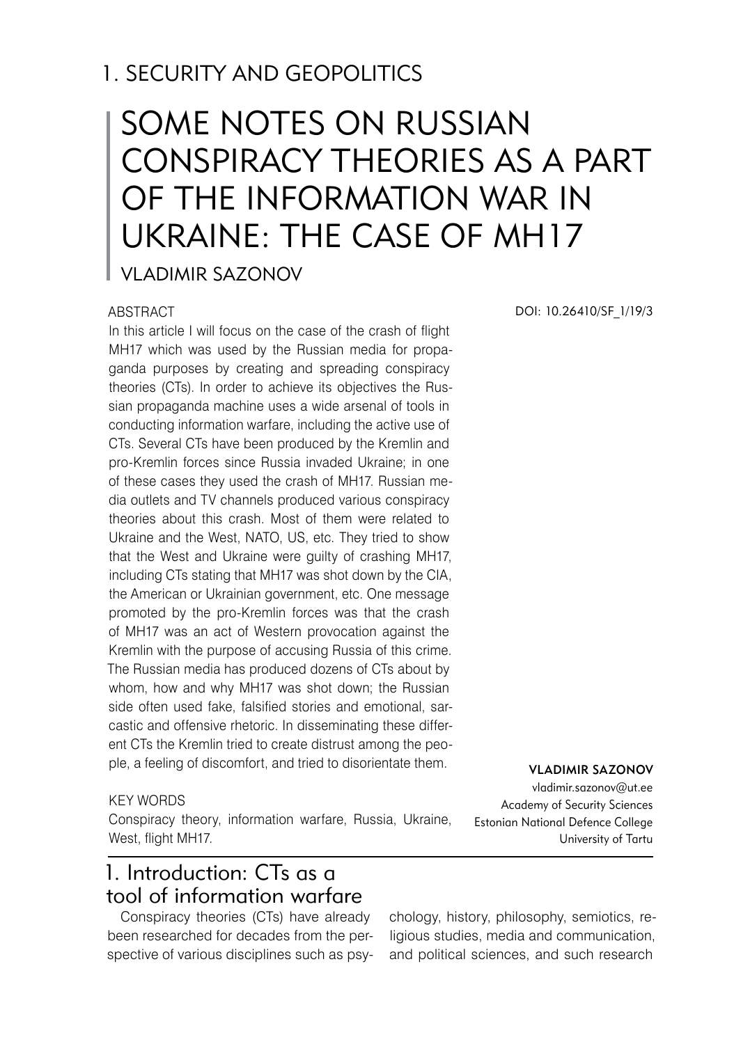# 1. SECURITY AND GEOPOLITICS

## SOME NOTES ON RUSSIAN CONSPIRACY THEORIES AS A PART OF THE INFORMATION WAR IN UKRAINE: THE CASE OF MH17

VLADIMIR SAZONOV

DOI: 10.26410/SF_1/19/3

ABSTRACT

In this article I will focus on the case of the crash of flight MH17 which was used by the Russian media for propaganda purposes by creating and spreading conspiracy theories (CTs). In order to achieve its objectives the Russian propaganda machine uses a wide arsenal of tools in conducting information warfare, including the active use of CTs. Several CTs have been produced by the Kremlin and pro-Kremlin forces since Russia invaded Ukraine; in one of these cases they used the crash of MH17. Russian media outlets and TV channels produced various conspiracy theories about this crash. Most of them were related to Ukraine and the West, NATO, US, etc. They tried to show that the West and Ukraine were guilty of crashing MH17, including CTs stating that MH17 was shot down by the CIA, the American or Ukrainian government, etc. One message promoted by the pro-Kremlin forces was that the crash of MH17 was an act of Western provocation against the Kremlin with the purpose of accusing Russia of this crime. The Russian media has produced dozens of CTs about by whom, how and why MH17 was shot down; the Russian side often used fake, falsified stories and emotional, sarcastic and offensive rhetoric. In disseminating these different CTs the Kremlin tried to create distrust among the people, a feeling of discomfort, and tried to disorientate them.

KEY WORDS

Conspiracy theory, information warfare, Russia, Ukraine, West, flight MH17.

**VLADIMIR SAZONOV**
vladimir.sazonov@ut.ee
Academy of Security Sciences
Estonian National Defence College
University of Tartu

## 1. Introduction: CTs as a tool of information warfare

Conspiracy theories (CTs) have already been researched for decades from the perspective of various disciplines such as psychology, history, philosophy, semiotics, religious studies, media and communication, and political sciences, and such research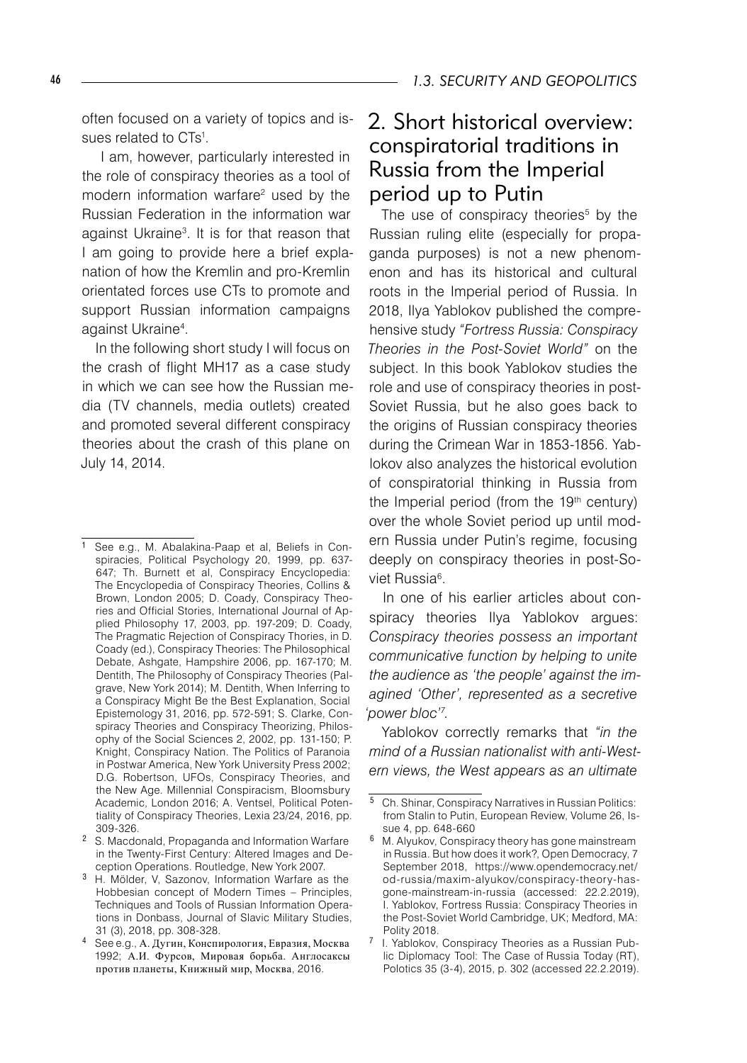often focused on a variety of topics and issues related to CTs[1].

I am, however, particularly interested in the role of conspiracy theories as a tool of modern information warfare[2] used by the Russian Federation in the information war against Ukraine[3]. It is for that reason that I am going to provide here a brief explanation of how the Kremlin and pro-Kremlin orientated forces use CTs to promote and support Russian information campaigns against Ukraine[4].

In the following short study I will focus on the crash of flight MH17 as a case study in which we can see how the Russian media (TV channels, media outlets) created and promoted several different conspiracy theories about the crash of this plane on July 14, 2014.

## 2. Short historical overview: conspiratorial traditions in Russia from the Imperial period up to Putin

The use of conspiracy theories[5] by the Russian ruling elite (especially for propaganda purposes) is not a new phenomenon and has its historical and cultural roots in the Imperial period of Russia. In 2018, Ilya Yablokov published the comprehensive study *"Fortress Russia: Conspiracy Theories in the Post-Soviet World"* on the subject. In this book Yablokov studies the role and use of conspiracy theories in post-Soviet Russia, but he also goes back to the origins of Russian conspiracy theories during the Crimean War in 1853-1856. Yablokov also analyzes the historical evolution of conspiratorial thinking in Russia from the Imperial period (from the 19th century) over the whole Soviet period up until modern Russia under Putin's regime, focusing deeply on conspiracy theories in post-Soviet Russia[6].

In one of his earlier articles about conspiracy theories Ilya Yablokov argues: *Conspiracy theories possess an important communicative function by helping to unite the audience as 'the people' against the imagined 'Other', represented as a secretive 'power bloc'*[7].

Yablokov correctly remarks that *"in the mind of a Russian nationalist with anti-Western views, the West appears as an ultimate*

---

[1] See e.g., M. Abalakina-Paap et al, Beliefs in Conspiracies, Political Psychology 20, 1999, pp. 637-647; Th. Burnett et al, Conspiracy Encyclopedia: The Encyclopedia of Conspiracy Theories, Collins & Brown, London 2005; D. Coady, Conspiracy Theories and Official Stories, International Journal of Applied Philosophy 17, 2003, pp. 197-209; D. Coady, The Pragmatic Rejection of Conspiracy Theories, in D. Coady (ed.), Conspiracy Theories: The Philosophical Debate, Ashgate, Hampshire 2006, pp. 167-170; M. Dentith, The Philosophy of Conspiracy Theories (Palgrave, New York 2014); M. Dentith, When Inferring to a Conspiracy Might Be the Best Explanation, Social Epistemology 31, 2016, pp. 572-591; S. Clarke, Conspiracy Theories and Conspiracy Theorizing, Philosophy of the Social Sciences 2, 2002, pp. 131-150; P. Knight, Conspiracy Nation. The Politics of Paranoia in Postwar America, New York University Press 2002; D.G. Robertson, UFOs, Conspiracy Theories, and the New Age. Millennial Conspiracism, Bloomsbury Academic, London 2016; A. Ventsel, Political Potentiality of Conspiracy Theories, Lexia 23/24, 2016, pp. 309-326.

[2] S. Macdonald, Propaganda and Information Warfare in the Twenty-First Century: Altered Images and Deception Operations. Routledge, New York 2007.

[3] H. Mölder, V, Sazonov, Information Warfare as the Hobbesian concept of Modern Times – Principles, Techniques and Tools of Russian Information Operations in Donbass, Journal of Slavic Military Studies, 31 (3), 2018, pp. 308-328.

[4] See e.g., А. Дугин, Конспирология, Евразия, Москва 1992; А.И. Фурсов, Мировая борьба. Англосаксы против планеты, Книжный мир, Москва, 2016.

[5] Ch. Shinar, Conspiracy Narratives in Russian Politics: from Stalin to Putin, European Review, Volume 26, Issue 4, pp. 648-660

[6] M. Alyukov, Conspiracy theory has gone mainstream in Russia. But how does it work?, Open Democracy, 7 September 2018, https://www.opendemocracy.net/od-russia/maxim-alyukov/conspiracy-theory-has-gone-mainstream-in-russia (accessed: 22.2.2019), I. Yablokov, Fortress Russia: Conspiracy Theories in the Post-Soviet World Cambridge, UK; Medford, MA: Polity 2018.

[7] I. Yablokov, Conspiracy Theories as a Russian Public Diplomacy Tool: The Case of Russia Today (RT), Polotics 35 (3-4), 2015, p. 302 (accessed 22.2.2019).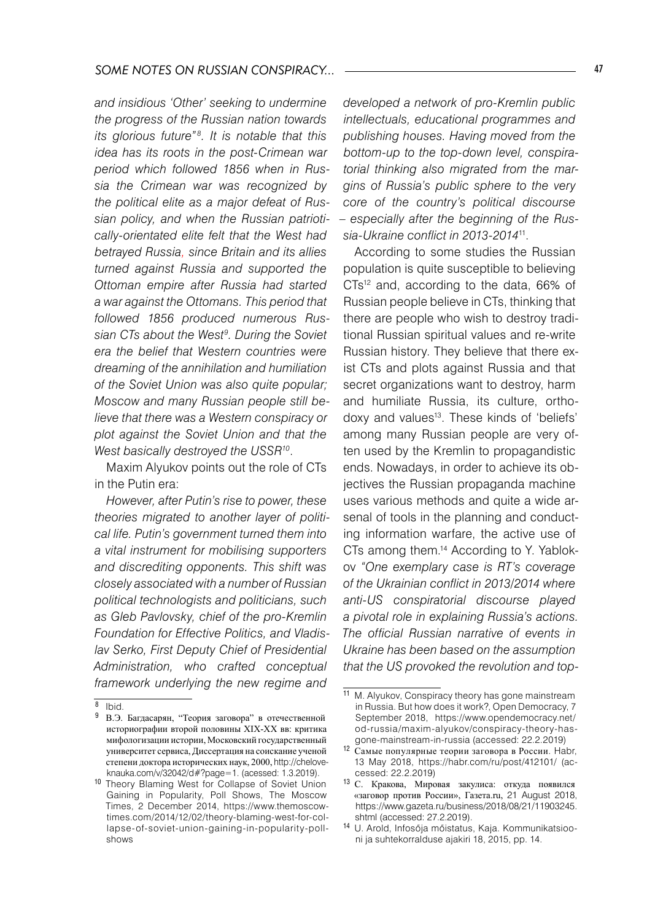*and insidious 'Other' seeking to undermine the progress of the Russian nation towards its glorious future"[8]. It is notable that this idea has its roots in the post-Crimean war period which followed 1856 when in Russia the Crimean war was recognized by the political elite as a major defeat of Russian policy, and when the Russian patriotically-orientated elite felt that the West had betrayed Russia, since Britain and its allies turned against Russia and supported the Ottoman empire after Russia had started a war against the Ottomans. This period that followed 1856 produced numerous Russian CTs about the West[9]. During the Soviet era the belief that Western countries were dreaming of the annihilation and humiliation of the Soviet Union was also quite popular; Moscow and many Russian people still believe that there was a Western conspiracy or plot against the Soviet Union and that the West basically destroyed the USSR[10].*

Maxim Alyukov points out the role of CTs in the Putin era:

*However, after Putin's rise to power, these theories migrated to another layer of political life. Putin's government turned them into a vital instrument for mobilising supporters and discrediting opponents. This shift was closely associated with a number of Russian political technologists and politicians, such as Gleb Pavlovsky, chief of the pro-Kremlin Foundation for Effective Politics, and Vladislav Serko, First Deputy Chief of Presidential Administration, who crafted conceptual framework underlying the new regime and developed a network of pro-Kremlin public intellectuals, educational programmes and publishing houses. Having moved from the bottom-up to the top-down level, conspiratorial thinking also migrated from the margins of Russia's public sphere to the very core of the country's political discourse – especially after the beginning of the Russia-Ukraine conflict in 2013-2014*[11].

According to some studies the Russian population is quite susceptible to believing CTs[12] and, according to the data, 66% of Russian people believe in CTs, thinking that there are people who wish to destroy traditional Russian spiritual values and re-write Russian history. They believe that there exist CTs and plots against Russia and that secret organizations want to destroy, harm and humiliate Russia, its culture, orthodoxy and values[13]. These kinds of 'beliefs' among many Russian people are very often used by the Kremlin to propagandistic ends. Nowadays, in order to achieve its objectives the Russian propaganda machine uses various methods and quite a wide arsenal of tools in the planning and conducting information warfare, the active use of CTs among them.[14] According to Y. Yablokov *"One exemplary case is RT's coverage of the Ukrainian conflict in 2013/2014 where anti-US conspiratorial discourse played a pivotal role in explaining Russia's actions. The official Russian narrative of events in Ukraine has been based on the assumption that the US provoked the revolution and top-*

---

[8] Ibid.

[9] В.Э. Багдасарян, "Теория заговора" в отечественной историографии второй половины XIX-XX вв: критика мифологизации истории, Московский государственный университет сервиса, Диссертация на соискание ученой степени доктора исторических наук, 2000, http://cheloveknauka.com/v/32042/d#?page=1. (acessed: 1.3.2019).

[10] Theory Blaming West for Collapse of Soviet Union Gaining in Popularity, Poll Shows, The Moscow Times, 2 December 2014, https://www.themoscowtimes.com/2014/12/02/theory-blaming-west-for-collapse-of-soviet-union-gaining-in-popularity-pollshows

[11] M. Alyukov, Conspiracy theory has gone mainstream in Russia. But how does it work?, Open Democracy, 7 September 2018, https://www.opendemocracy.net/od-russia/maxim-alyukov/conspiracy-theory-has-gone-mainstream-in-russia (accessed: 22.2.2019)

[12] Самые популярные теории заговора в России. Habr, 13 May 2018, https://habr.com/ru/post/412101/ (accessed: 22.2.2019)

[13] С. Кракова, Мировая закулиса: откуда появился «заговор против России», Газета.ru, 21 August 2018, https://www.gazeta.ru/business/2018/08/21/11903245.shtml (accessed: 27.2.2019).

[14] U. Arold, Infosõja mõistatus, Kaja. Kommunikatsiooni ja suhtekorralduse ajakiri 18, 2015, pp. 14.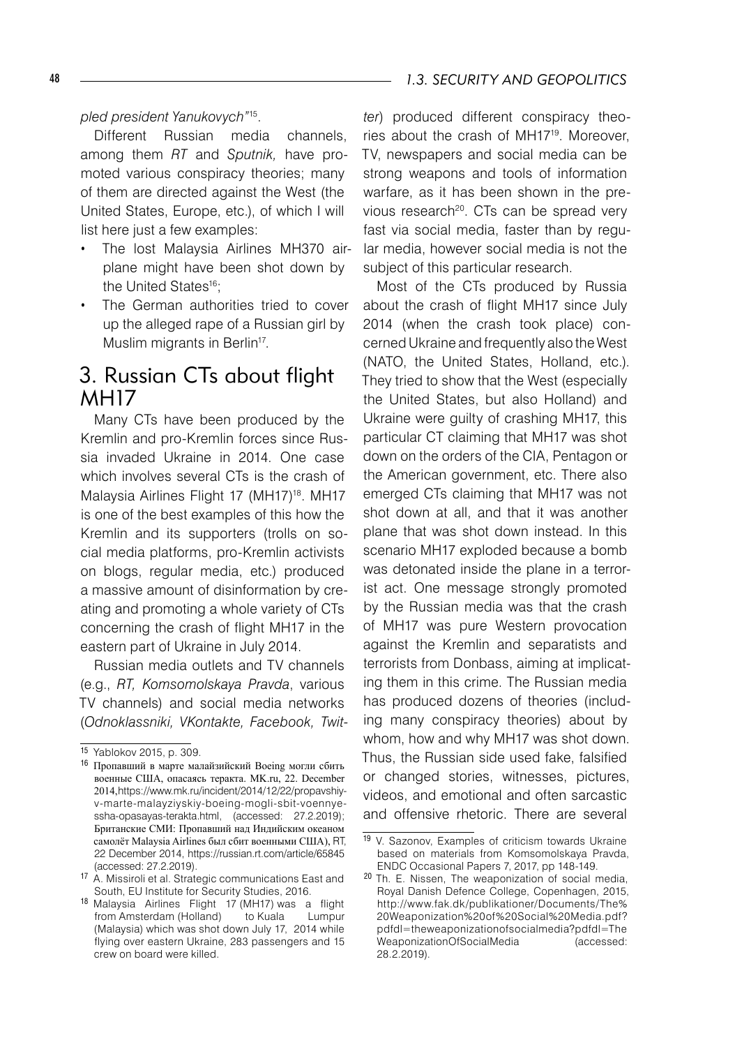*pled president Yanukovych"*[15].

Different Russian media channels, among them *RT* and *Sputnik,* have promoted various conspiracy theories; many of them are directed against the West (the United States, Europe, etc.), of which I will list here just a few examples:

- The lost Malaysia Airlines MH370 airplane might have been shot down by the United States[16];
- The German authorities tried to cover up the alleged rape of a Russian girl by Muslim migrants in Berlin[17].

## 3. Russian CTs about flight MH17

Many CTs have been produced by the Kremlin and pro-Kremlin forces since Russia invaded Ukraine in 2014. One case which involves several CTs is the crash of Malaysia Airlines Flight 17 (MH17)[18]. MH17 is one of the best examples of this how the Kremlin and its supporters (trolls on social media platforms, pro-Kremlin activists on blogs, regular media, etc.) produced a massive amount of disinformation by creating and promoting a whole variety of CTs concerning the crash of flight MH17 in the eastern part of Ukraine in July 2014.

Russian media outlets and TV channels (e.g., *RT, Komsomolskaya Pravda*, various TV channels) and social media networks (*Odnoklassniki, VKontakte, Facebook, Twitter*) produced different conspiracy theories about the crash of MH17[19]. Moreover, TV, newspapers and social media can be strong weapons and tools of information warfare, as it has been shown in the previous research[20]. CTs can be spread very fast via social media, faster than by regular media, however social media is not the subject of this particular research.

Most of the CTs produced by Russia about the crash of flight MH17 since July 2014 (when the crash took place) concerned Ukraine and frequently also the West (NATO, the United States, Holland, etc.). They tried to show that the West (especially the United States, but also Holland) and Ukraine were guilty of crashing MH17, this particular CT claiming that MH17 was shot down on the orders of the CIA, Pentagon or the American government, etc. There also emerged CTs claiming that MH17 was not shot down at all, and that it was another plane that was shot down instead. In this scenario MH17 exploded because a bomb was detonated inside the plane in a terrorist act. One message strongly promoted by the Russian media was that the crash of MH17 was pure Western provocation against the Kremlin and separatists and terrorists from Donbass, aiming at implicating them in this crime. The Russian media has produced dozens of theories (including many conspiracy theories) about by whom, how and why MH17 was shot down. Thus, the Russian side used fake, falsified or changed stories, witnesses, pictures, videos, and emotional and often sarcastic and offensive rhetoric. There are several

---

[15] Yablokov 2015, p. 309.

[16] Пропавший в марте малайзийский Boeing могли сбить военные США, опасаясь теракта. MK.ru, 22. December 2014,https://www.mk.ru/incident/2014/12/22/propavshiy-v-marte-malayziyskiy-boeing-mogli-sbit-voennye-ssha-opasayas-terakta.html, (accessed: 27.2.2019); Британские СМИ: Пропавший над Индийским океаном самолёт Malaysia Airlines был сбит военными США), RT, 22 December 2014, https://russian.rt.com/article/65845 (accessed: 27.2.2019).

[17] A. Missiroli et al. Strategic communications East and South, EU Institute for Security Studies, 2016.

[18] Malaysia Airlines Flight 17 (MH17) was a flight from Amsterdam (Holland) to Kuala Lumpur (Malaysia) which was shot down July 17, 2014 while flying over eastern Ukraine, 283 passengers and 15 crew on board were killed.

[19] V. Sazonov, Examples of criticism towards Ukraine based on materials from Komsomolskaya Pravda, ENDC Occasional Papers 7, 2017, pp 148-149.

[20] Th. E. Nissen, The weaponization of social media, Royal Danish Defence College, Copenhagen, 2015, http://www.fak.dk/publikationer/Documents/The%20Weaponization%20of%20Social%20Media.pdf?pdfdl=theweaponizationofsocialmedia?pdfdl=TheWeaponizationOfSocialMedia (accessed: 28.2.2019).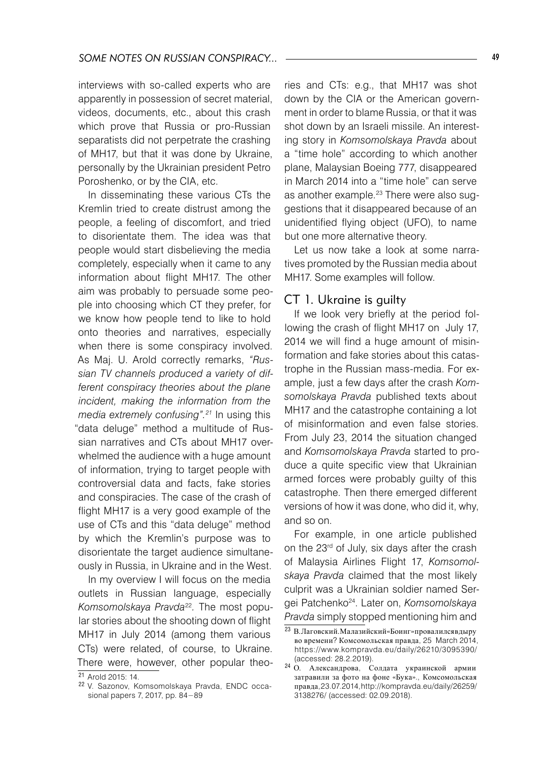interviews with so-called experts who are apparently in possession of secret material, videos, documents, etc., about this crash which prove that Russia or pro-Russian separatists did not perpetrate the crashing of MH17, but that it was done by Ukraine, personally by the Ukrainian president Petro Poroshenko, or by the CIA, etc.

In disseminating these various CTs the Kremlin tried to create distrust among the people, a feeling of discomfort, and tried to disorientate them. The idea was that people would start disbelieving the media completely, especially when it came to any information about flight MH17. The other aim was probably to persuade some people into choosing which CT they prefer, for we know how people tend to like to hold onto theories and narratives, especially when there is some conspiracy involved. As Maj. U. Arold correctly remarks, *"Russian TV channels produced a variety of different conspiracy theories about the plane incident, making the information from the media extremely confusing".*[21] In using this "data deluge" method a multitude of Russian narratives and CTs about MH17 overwhelmed the audience with a huge amount of information, trying to target people with controversial data and facts, fake stories and conspiracies. The case of the crash of flight MH17 is a very good example of the use of CTs and this "data deluge" method by which the Kremlin's purpose was to disorientate the target audience simultaneously in Russia, in Ukraine and in the West.

In my overview I will focus on the media outlets in Russian language, especially *Komsomolskaya Pravda*[22]*.* The most popular stories about the shooting down of flight MH17 in July 2014 (among them various CTs) were related, of course, to Ukraine. There were, however, other popular theories and CTs: e.g., that MH17 was shot down by the CIA or the American government in order to blame Russia, or that it was shot down by an Israeli missile. An interesting story in *Komsomolskaya Pravda* about a "time hole" according to which another plane, Malaysian Boeing 777, disappeared in March 2014 into a "time hole" can serve as another example.[23] There were also suggestions that it disappeared because of an unidentified flying object (UFO), to name but one more alternative theory.

Let us now take a look at some narratives promoted by the Russian media about MH17. Some examples will follow.

## CT 1. Ukraine is guilty

If we look very briefly at the period following the crash of flight MH17 on July 17, 2014 we will find a huge amount of misinformation and fake stories about this catastrophe in the Russian mass-media. For example, just a few days after the crash *Komsomolskaya Pravda* published texts about MH17 and the catastrophe containing a lot of misinformation and even false stories. From July 23, 2014 the situation changed and *Komsomolskaya Pravda* started to produce a quite specific view that Ukrainian armed forces were probably guilty of this catastrophe. Then there emerged different versions of how it was done, who did it, why, and so on.

For example, in one article published on the 23rd of July, six days after the crash of Malaysia Airlines Flight 17, *Komsomolskaya Pravda* claimed that the most likely culprit was a Ukrainian soldier named Sergei Patchenko[24]. Later on, *Komsomolskaya Pravda* simply stopped mentioning him and

---

[21] Arold 2015: 14.

[22] V. Sazonov, Komsomolskaya Pravda, ENDC occasional papers 7, 2017, pp. 84–89

[23] В.Лаговский.Малазийский«Боинг»провалилсявдыру во времени? Комсомольская правда, 25 March 2014, https://www.kompravda.eu/daily/26210/3095390/ (accessed: 28.2.2019).

[24] О. Александрова, Солдата украинской армии затравили за фото на фоне «Бука»., Комсомольская правда,23.07.2014,http://kompravda.eu/daily/26259/3138276/ (accessed: 02.09.2018).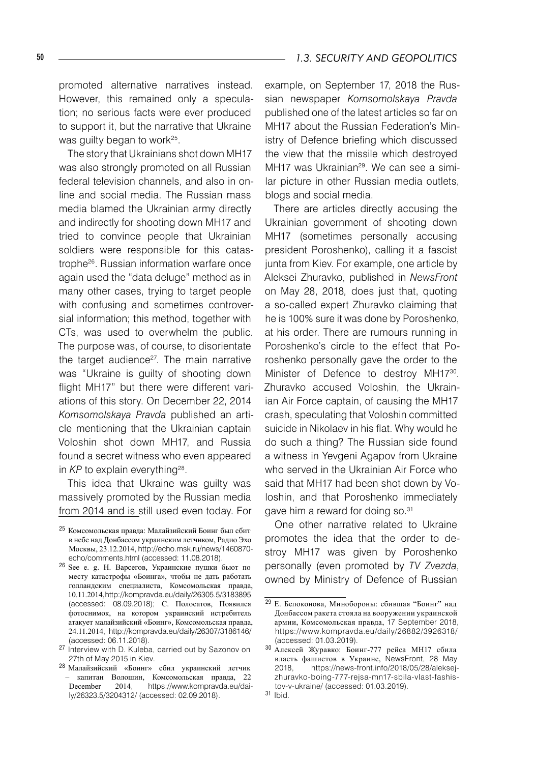promoted alternative narratives instead. However, this remained only a speculation; no serious facts were ever produced to support it, but the narrative that Ukraine was guilty began to work[25].

The story that Ukrainians shot down MH17 was also strongly promoted on all Russian federal television channels, and also in online and social media. The Russian mass media blamed the Ukrainian army directly and indirectly for shooting down MH17 and tried to convince people that Ukrainian soldiers were responsible for this catastrophe[26]. Russian information warfare once again used the "data deluge" method as in many other cases, trying to target people with confusing and sometimes controversial information; this method, together with CTs, was used to overwhelm the public. The purpose was, of course, to disorientate the target audience[27]. The main narrative was "Ukraine is guilty of shooting down flight MH17" but there were different variations of this story. On December 22, 2014 *Komsomolskaya Pravda* published an article mentioning that the Ukrainian captain Voloshin shot down MH17, and Russia found a secret witness who even appeared in *KP* to explain everything[28].

This idea that Ukraine was guilty was massively promoted by the Russian media from 2014 and is still used even today. For example, on September 17, 2018 the Russian newspaper *Komsomolskaya Pravda* published one of the latest articles so far on MH17 about the Russian Federation's Ministry of Defence briefing which discussed the view that the missile which destroyed MH17 was Ukrainian[29]. We can see a similar picture in other Russian media outlets, blogs and social media.

There are articles directly accusing the Ukrainian government of shooting down MH17 (sometimes personally accusing president Poroshenko), calling it a fascist junta from Kiev. For example, one article by Aleksei Zhuravko, published in *NewsFront* on May 28, 2018*,* does just that, quoting a so-called expert Zhuravko claiming that he is 100% sure it was done by Poroshenko, at his order. There are rumours running in Poroshenko's circle to the effect that Poroshenko personally gave the order to the Minister of Defence to destroy MH17[30]. Zhuravko accused Voloshin, the Ukrainian Air Force captain, of causing the MH17 crash, speculating that Voloshin committed suicide in Nikolaev in his flat. Why would he do such a thing? The Russian side found a witness in Yevgeni Agapov from Ukraine who served in the Ukrainian Air Force who said that MH17 had been shot down by Voloshin, and that Poroshenko immediately gave him a reward for doing so.[31]

One other narrative related to Ukraine promotes the idea that the order to destroy MH17 was given by Poroshenko personally (even promoted by *TV Zvezda*, owned by Ministry of Defence of Russian

---

[25] Комсомольская правда: Малайзийский Боинг был сбит в небе над Донбассом украинским летчиком, Радио Эхо Москвы, 23.12.2014, http://echo.msk.ru/news/1460870-echo/comments.html (accessed: 11.08.2018).

[26] See e. g. Н. Варсегов, Украинские пушки бьют по месту катастрофы «Боинга», чтобы не дать работать голландским специалиста, Комсомольская правда, 10.11.2014,http://kompravda.eu/daily/26305.5/3183895 (accessed: 08.09.2018); С. Полосатов, Появился фотоснимок, на котором украинский истребитель атакует малайзийский «Боинг», Комсомольская правда, 24.11.2014, http://kompravda.eu/daily/26307/3186146/ (accessed: 06.11.2018).

[27] Interview with D. Kuleba, carried out by Sazonov on 27th of May 2015 in Kiev.

[28] Малайзийский «Боинг» сбил украинский летчик – капитан Волошин, Комсомольская правда, 22 December 2014, https://www.kompravda.eu/daily/26323.5/3204312/ (accessed: 02.09.2018).

[29] Е. Белоконова, Минобороны: сбившая "Боинг" над Донбассом ракета стояла на вооружении украинской армии, Комсомольская правда, 17 September 2018, https://www.kompravda.eu/daily/26882/3926318/ (accessed: 01.03.2019).

[30] Алексей Журавко: Боинг-777 рейса MH17 сбила власть фашистов в Украине, NewsFront, 28 May 2018, https://news-front.info/2018/05/28/aleksej-zhuravko-boing-777-rejsa-mn17-sbila-vlast-fashistov-v-ukraine/ (accessed: 01.03.2019).

[31] Ibid.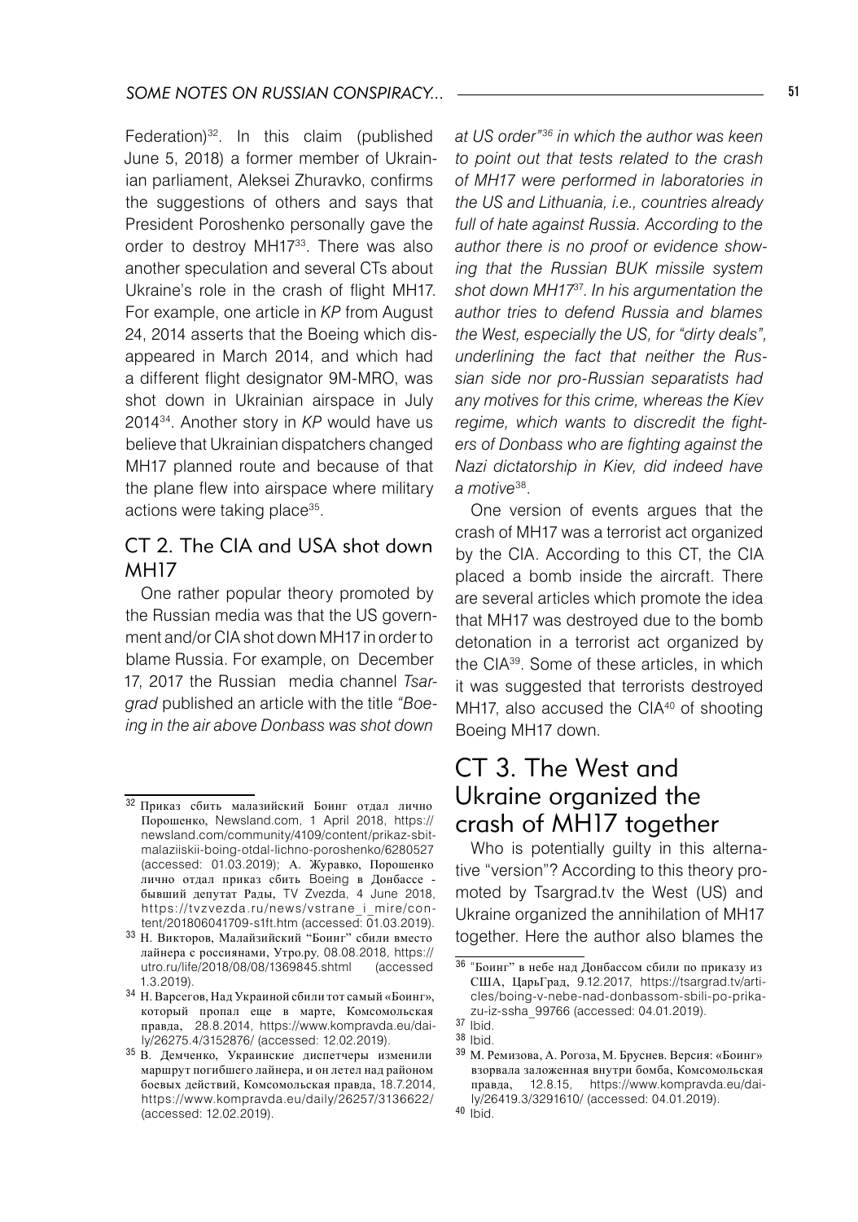Federation)[32]. In this claim (published June 5, 2018) a former member of Ukrainian parliament, Aleksei Zhuravko, confirms the suggestions of others and says that President Poroshenko personally gave the order to destroy MH17[33]. There was also another speculation and several CTs about Ukraine's role in the crash of flight MH17. For example, one article in *KP* from August 24, 2014 asserts that the Boeing which disappeared in March 2014, and which had a different flight designator 9M-MRO, was shot down in Ukrainian airspace in July 2014[34]. Another story in *KP* would have us believe that Ukrainian dispatchers changed MH17 planned route and because of that the plane flew into airspace where military actions were taking place[35].

### CT 2. The CIA and USA shot down MH17

One rather popular theory promoted by the Russian media was that the US government and/or CIA shot down MH17 in order to blame Russia. For example, on December 17, 2017 the Russian media channel *Tsargrad* published an article with the title *"Boeing in the air above Donbass was shot down at US order"[36] in which the author was keen to point out that tests related to the crash of MH17 were performed in laboratories in the US and Lithuania, i.e., countries already full of hate against Russia. According to the author there is no proof or evidence showing that the Russian BUK missile system shot down MH17[37]. In his argumentation the author tries to defend Russia and blames the West, especially the US, for "dirty deals", underlining the fact that neither the Russian side nor pro-Russian separatists had any motives for this crime, whereas the Kiev regime, which wants to discredit the fighters of Donbass who are fighting against the Nazi dictatorship in Kiev, did indeed have a motive*[38].

One version of events argues that the crash of MH17 was a terrorist act organized by the CIA. According to this CT, the CIA placed a bomb inside the aircraft. There are several articles which promote the idea that MH17 was destroyed due to the bomb detonation in a terrorist act organized by the CIA[39]. Some of these articles, in which it was suggested that terrorists destroyed MH17, also accused the CIA[40] of shooting Boeing MH17 down.

## CT 3. The West and Ukraine organized the crash of MH17 together

Who is potentially guilty in this alternative "version"? According to this theory promoted by Tsargrad.tv the West (US) and Ukraine organized the annihilation of MH17 together. Here the author also blames the

---

[32] Приказ сбить малазийский Боинг отдал лично Порошенко, Newsland.com, 1 April 2018, https://newsland.com/community/4109/content/prikaz-sbit-malaziiskii-boing-otdal-lichno-poroshenko/6280527 (accessed: 01.03.2019); А. Журавко, Порошенко лично отдал приказ сбить Boeing в Донбассе - бывший депутат Рады, TV Zvezda, 4 June 2018, https://tvzvezda.ru/news/vstrane_i_mire/content/201806041709-s1ft.htm (accessed: 01.03.2019).

[33] Н. Викторов, Малайзийский "Боинг" сбили вместо лайнера с россиянами, Утро.ру, 08.08.2018, https://utro.ru/life/2018/08/08/1369845.shtml (accessed 1.3.2019).

[34] Н. Варсегов, Над Украиной сбили тот самый «Боинг», который пропал еще в марте, Комсомольская правда, 28.8.2014, https://www.kompravda.eu/daily/26275.4/3152876/ (accessed: 12.02.2019).

[35] В. Демченко, Украинские диспетчеры изменили маршрут погибшего лайнера, и он летел над районом боевых действий, Комсомольская правда, 18.7.2014, https://www.kompravda.eu/daily/26257/3136622/ (accessed: 12.02.2019).

[36] "Боинг" в небе над Донбассом сбили по приказу из США, ЦарьГрад, 9.12.2017, https://tsargrad.tv/articles/boing-v-nebe-nad-donbassom-sbili-po-prikazu-iz-ssha_99766 (accessed: 04.01.2019).

[37] Ibid.

[38] Ibid.

[39] М. Ремизова, А. Рогоза, М. Бруснев. Версия: «Боинг» взорвала заложенная внутри бомба, Комсомольская правда, 12.8.15, https://www.kompravda.eu/daily/26419.3/3291610/ (accessed: 04.01.2019).

[40] Ibid.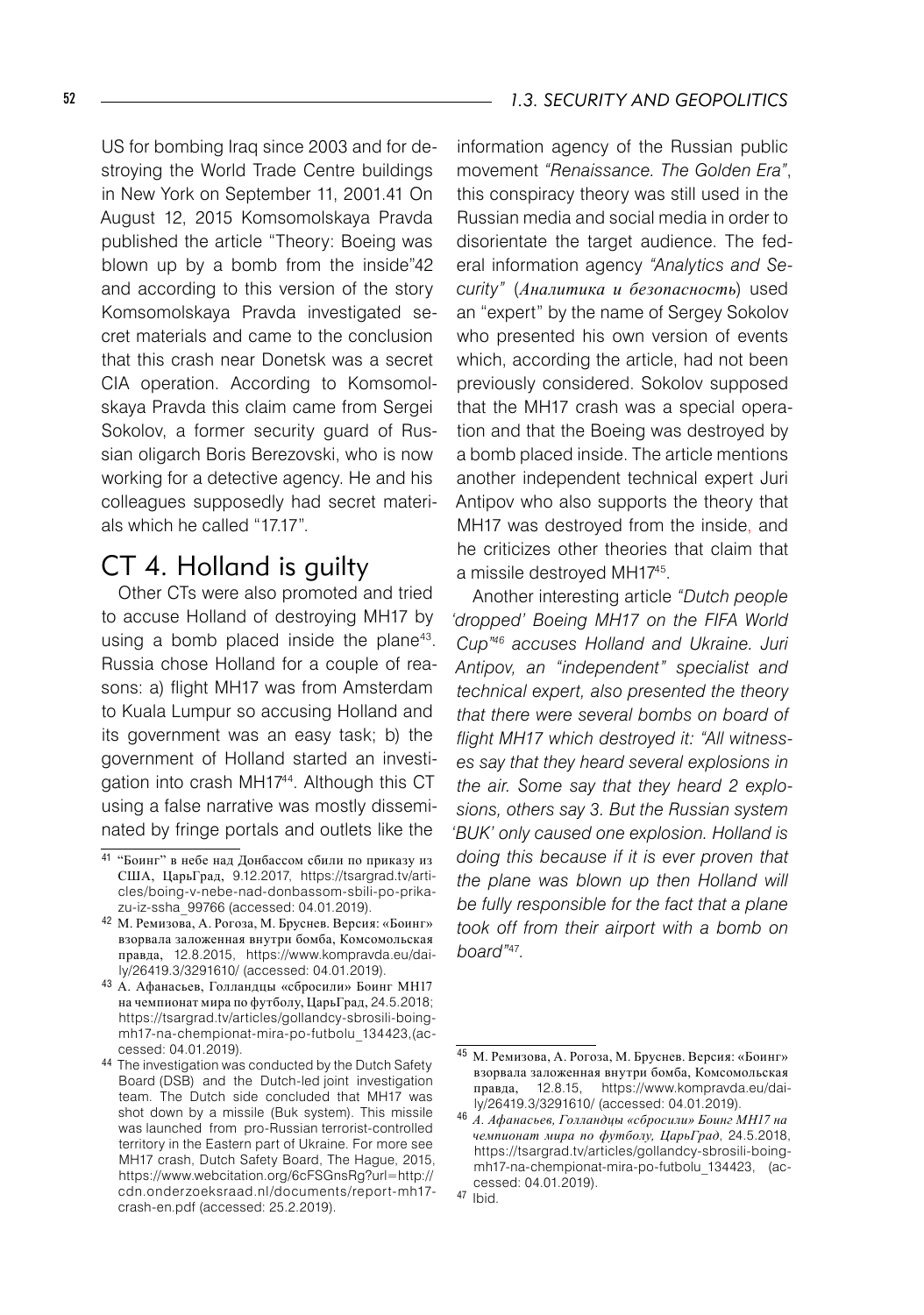US for bombing Iraq since 2003 and for destroying the World Trade Centre buildings in New York on September 11, 2001.41 On August 12, 2015 Komsomolskaya Pravda published the article "Theory: Boeing was blown up by a bomb from the inside"42 and according to this version of the story Komsomolskaya Pravda investigated secret materials and came to the conclusion that this crash near Donetsk was a secret CIA operation. According to Komsomolskaya Pravda this claim came from Sergei Sokolov, a former security guard of Russian oligarch Boris Berezovski, who is now working for a detective agency. He and his colleagues supposedly had secret materials which he called "17.17".

## CT 4. Holland is guilty

Other CTs were also promoted and tried to accuse Holland of destroying MH17 by using a bomb placed inside the plane[43]. Russia chose Holland for a couple of reasons: a) flight MH17 was from Amsterdam to Kuala Lumpur so accusing Holland and its government was an easy task; b) the government of Holland started an investigation into crash MH17[44]. Although this CT using a false narrative was mostly disseminated by fringe portals and outlets like the information agency of the Russian public movement *"Renaissance. The Golden Era"*, this conspiracy theory was still used in the Russian media and social media in order to disorientate the target audience. The federal information agency *"Analytics and Security"* (*Аналитика и безопасность*) used an "expert" by the name of Sergey Sokolov who presented his own version of events which, according the article, had not been previously considered. Sokolov supposed that the MH17 crash was a special operation and that the Boeing was destroyed by a bomb placed inside. The article mentions another independent technical expert Juri Antipov who also supports the theory that MH17 was destroyed from the inside, and he criticizes other theories that claim that a missile destroyed MH17[45].

Another interesting article *"Dutch people 'dropped' Boeing MH17 on the FIFA World Cup"[46] accuses Holland and Ukraine. Juri Antipov, an "independent" specialist and technical expert, also presented the theory that there were several bombs on board of flight MH17 which destroyed it: "All witnesses say that they heard several explosions in the air. Some say that they heard 2 explosions, others say 3. But the Russian system 'BUK' only caused one explosion. Holland is doing this because if it is ever proven that the plane was blown up then Holland will be fully responsible for the fact that a plane took off from their airport with a bomb on board"*[47].

---

41 "Боинг" в небе над Донбассом сбили по приказу из США, ЦарьГрад, 9.12.2017, https://tsargrad.tv/articles/boing-v-nebe-nad-donbassom-sbili-po-prikazu-iz-ssha_99766 (accessed: 04.01.2019).

42 М. Ремизова, А. Рогоза, М. Бруснев. Версия: «Боинг» взорвала заложенная внутри бомба, Комсомольская правда, 12.8.2015, https://www.kompravda.eu/daily/26419.3/3291610/ (accessed: 04.01.2019).

43 А. Афанасьев, Голландцы «сбросили» Боинг MH17 на чемпионат мира по футболу, ЦарьГрад, 24.5.2018; https://tsargrad.tv/articles/gollandcy-sbrosili-boing-mh17-na-chempionat-mira-po-futbolu_134423,(accessed: 04.01.2019).

44 The investigation was conducted by the Dutch Safety Board (DSB) and the Dutch-led joint investigation team. The Dutch side concluded that MH17 was shot down by a missile (Buk system). This missile was launched from pro-Russian terrorist-controlled territory in the Eastern part of Ukraine. For more see MH17 crash, Dutch Safety Board, The Hague, 2015, https://www.webcitation.org/6cFSGnsRg?url=http://cdn.onderzoeksraad.nl/documents/report-mh17-crash-en.pdf (accessed: 25.2.2019).

45 М. Ремизова, А. Рогоза, М. Бруснев. Версия: «Боинг» взорвала заложенная внутри бомба, Комсомольская правда, 12.8.15, https://www.kompravda.eu/daily/26419.3/3291610/ (accessed: 04.01.2019).

46 *А. Афанасьев, Голландцы «сбросили» Боинг MH17 на чемпионат мира по футболу, ЦарьГрад*, 24.5.2018, https://tsargrad.tv/articles/gollandcy-sbrosili-boing-mh17-na-chempionat-mira-po-futbolu_134423, (accessed: 04.01.2019).

47 Ibid.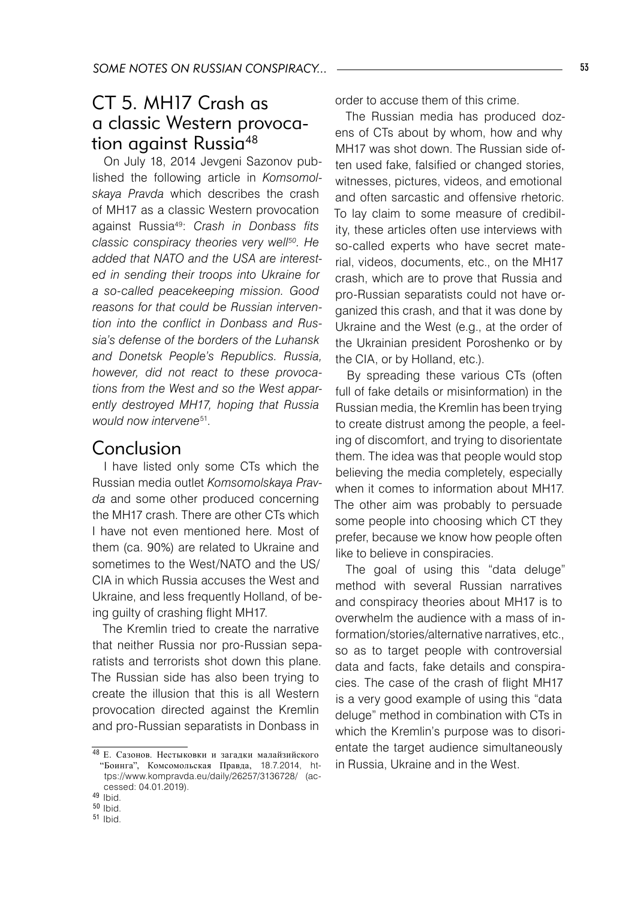## CT 5. MH17 Crash as a classic Western provocation against Russia[48]

On July 18, 2014 Jevgeni Sazonov published the following article in *Komsomolskaya Pravda* which describes the crash of MH17 as a classic Western provocation against Russia[49]: *Crash in Donbass fits classic conspiracy theories very well[50]. He added that NATO and the USA are interested in sending their troops into Ukraine for a so-called peacekeeping mission. Good reasons for that could be Russian intervention into the conflict in Donbass and Russia's defense of the borders of the Luhansk and Donetsk People's Republics. Russia, however, did not react to these provocations from the West and so the West apparently destroyed MH17, hoping that Russia would now intervene[51].*

## Conclusion

I have listed only some CTs which the Russian media outlet *Komsomolskaya Pravda* and some other produced concerning the MH17 crash. There are other CTs which I have not even mentioned here. Most of them (ca. 90%) are related to Ukraine and sometimes to the West/NATO and the US/CIA in which Russia accuses the West and Ukraine, and less frequently Holland, of being guilty of crashing flight MH17.

The Kremlin tried to create the narrative that neither Russia nor pro-Russian separatists and terrorists shot down this plane. The Russian side has also been trying to create the illusion that this is all Western provocation directed against the Kremlin and pro-Russian separatists in Donbass in order to accuse them of this crime.

The Russian media has produced dozens of CTs about by whom, how and why MH17 was shot down. The Russian side often used fake, falsified or changed stories, witnesses, pictures, videos, and emotional and often sarcastic and offensive rhetoric. To lay claim to some measure of credibility, these articles often use interviews with so-called experts who have secret material, videos, documents, etc., on the MH17 crash, which are to prove that Russia and pro-Russian separatists could not have organized this crash, and that it was done by Ukraine and the West (e.g., at the order of the Ukrainian president Poroshenko or by the CIA, or by Holland, etc.).

By spreading these various CTs (often full of fake details or misinformation) in the Russian media, the Kremlin has been trying to create distrust among the people, a feeling of discomfort, and trying to disorientate them. The idea was that people would stop believing the media completely, especially when it comes to information about MH17. The other aim was probably to persuade some people into choosing which CT they prefer, because we know how people often like to believe in conspiracies.

The goal of using this "data deluge" method with several Russian narratives and conspiracy theories about MH17 is to overwhelm the audience with a mass of information/stories/alternative narratives, etc., so as to target people with controversial data and facts, fake details and conspiracies. The case of the crash of flight MH17 is a very good example of using this "data deluge" method in combination with CTs in which the Kremlin's purpose was to disorientate the target audience simultaneously in Russia, Ukraine and in the West.

---

[48] Е. Сазонов. Нестыковки и загадки малайзийского "Боинга", Комсомольская Правда, 18.7.2014, https://www.kompravda.eu/daily/26257/3136728/ (accessed: 04.01.2019).

[49] Ibid.

[50] Ibid.

[51] Ibid.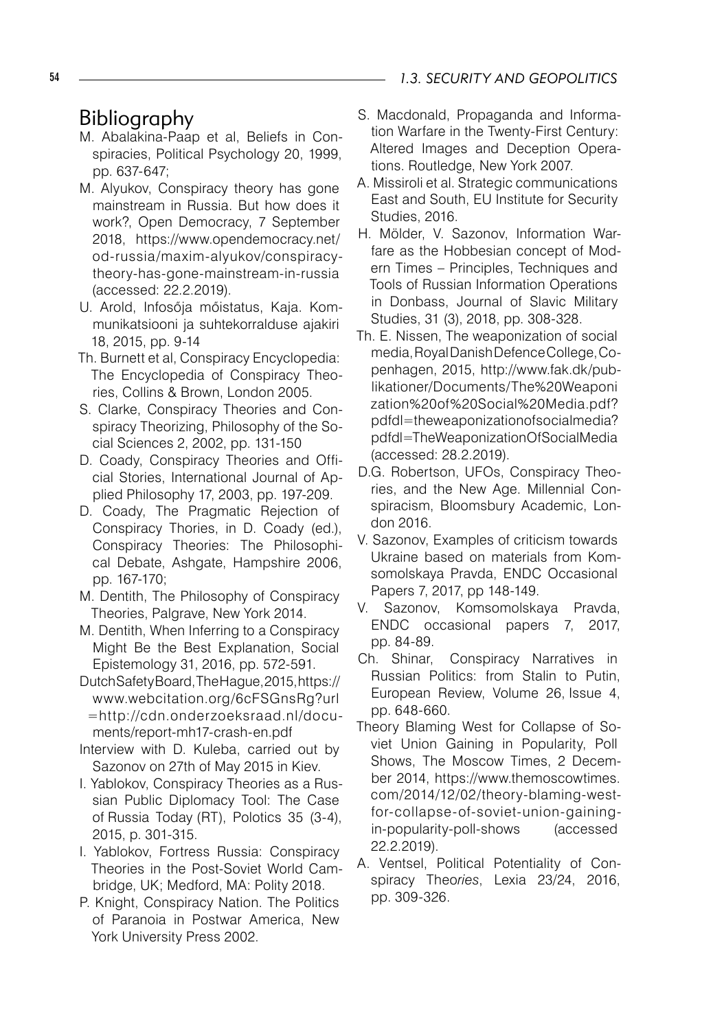## Bibliography

M. Abalakina-Paap et al, Beliefs in Conspiracies, Political Psychology 20, 1999, pp. 637-647;

M. Alyukov, Conspiracy theory has gone mainstream in Russia. But how does it work?, Open Democracy, 7 September 2018, https://www.opendemocracy.net/od-russia/maxim-alyukov/conspiracy-theory-has-gone-mainstream-in-russia (accessed: 22.2.2019).

U. Arold, Infosõja mõistatus, Kaja. Kommunikatsiooni ja suhtekorralduse ajakiri 18, 2015, pp. 9-14

Th. Burnett et al, Conspiracy Encyclopedia: The Encyclopedia of Conspiracy Theories, Collins & Brown, London 2005.

S. Clarke, Conspiracy Theories and Conspiracy Theorizing, Philosophy of the Social Sciences 2, 2002, pp. 131-150

D. Coady, Conspiracy Theories and Official Stories, International Journal of Applied Philosophy 17, 2003, pp. 197-209.

D. Coady, The Pragmatic Rejection of Conspiracy Thories, in D. Coady (ed.), Conspiracy Theories: The Philosophical Debate, Ashgate, Hampshire 2006, pp. 167-170;

M. Dentith, The Philosophy of Conspiracy Theories, Palgrave, New York 2014.

M. Dentith, When Inferring to a Conspiracy Might Be the Best Explanation, Social Epistemology 31, 2016, pp. 572-591.

Dutch Safety Board, The Hague, 2015, https://www.webcitation.org/6cFSGnsRg?url=http://cdn.onderzoeksraad.nl/documents/report-mh17-crash-en.pdf

Interview with D. Kuleba, carried out by Sazonov on 27th of May 2015 in Kiev.

I. Yablokov, Conspiracy Theories as a Russian Public Diplomacy Tool: The Case of Russia Today (RT), Polotics 35 (3-4), 2015, p. 301-315.

I. Yablokov, Fortress Russia: Conspiracy Theories in the Post-Soviet World Cambridge, UK; Medford, MA: Polity 2018.

P. Knight, Conspiracy Nation. The Politics of Paranoia in Postwar America, New York University Press 2002.

S. Macdonald, Propaganda and Information Warfare in the Twenty-First Century: Altered Images and Deception Operations. Routledge, New York 2007.

A. Missiroli et al. Strategic communications East and South, EU Institute for Security Studies, 2016.

H. Mölder, V. Sazonov, Information Warfare as the Hobbesian concept of Modern Times – Principles, Techniques and Tools of Russian Information Operations in Donbass, Journal of Slavic Military Studies, 31 (3), 2018, pp. 308-328.

Th. E. Nissen, The weaponization of social media, Royal Danish Defence College, Copenhagen, 2015, http://www.fak.dk/publikationer/Documents/The%20Weaponization%20of%20Social%20Media.pdf?pdfdl=theweaponizationofsocialmedia?pdfdl=TheWeaponizationOfSocialMedia (accessed: 28.2.2019).

D.G. Robertson, UFOs, Conspiracy Theories, and the New Age. Millennial Conspiracism, Bloomsbury Academic, London 2016.

V. Sazonov, Examples of criticism towards Ukraine based on materials from Komsomolskaya Pravda, ENDC Occasional Papers 7, 2017, pp 148-149.

V. Sazonov, Komsomolskaya Pravda, ENDC occasional papers 7, 2017, pp. 84-89.

Ch. Shinar, Conspiracy Narratives in Russian Politics: from Stalin to Putin, European Review, Volume 26, Issue 4, pp. 648-660.

Theory Blaming West for Collapse of Soviet Union Gaining in Popularity, Poll Shows, The Moscow Times, 2 December 2014, https://www.themoscowtimes.com/2014/12/02/theory-blaming-west-for-collapse-of-soviet-union-gaining-in-popularity-poll-shows (accessed 22.2.2019).

A. Ventsel, Political Potentiality of Conspiracy The*ories*, Lexia 23/24, 2016, pp. 309-326.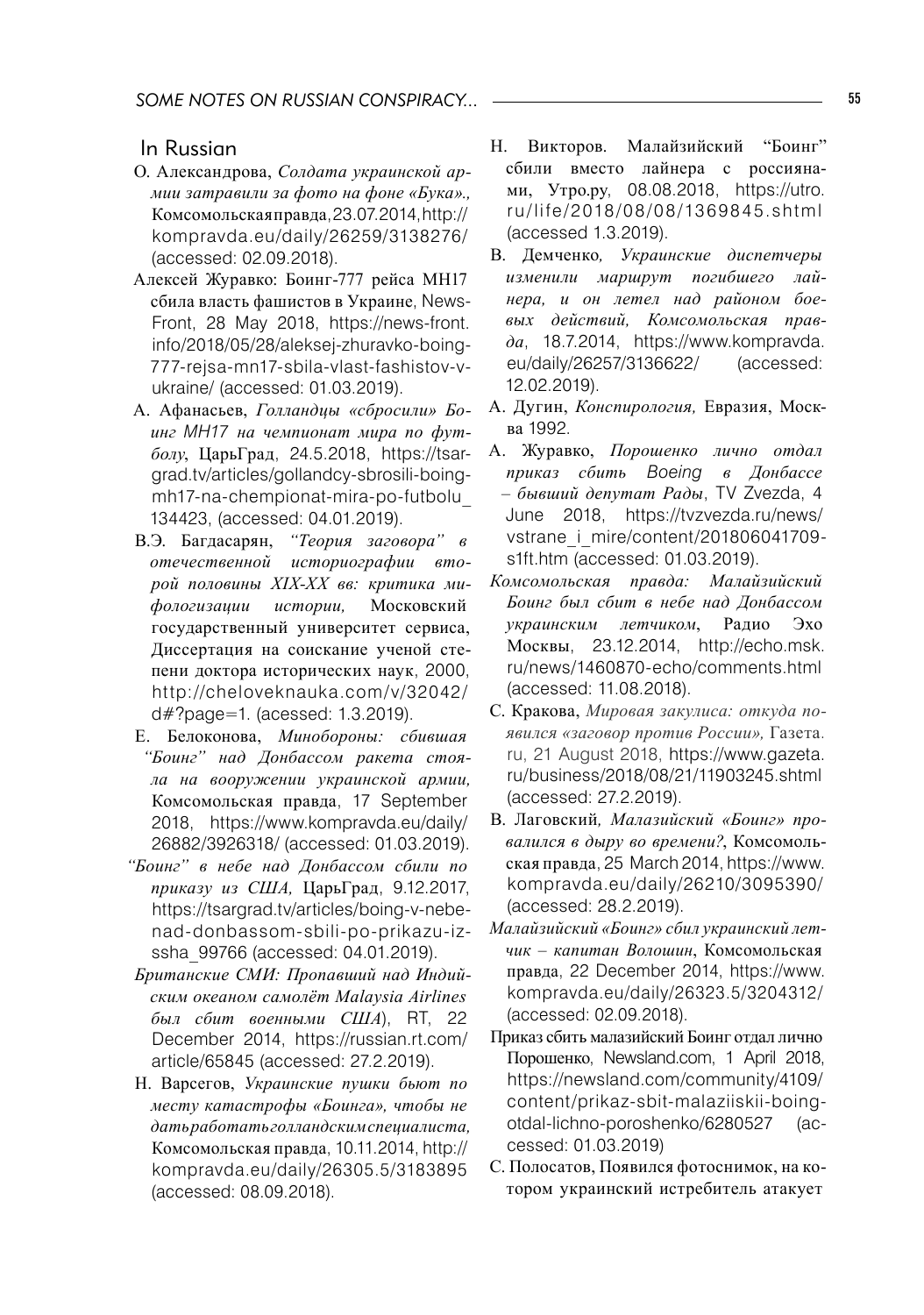## In Russian

О. Александрова, *Солдата украинской армии затравили за фото на фоне «Бука».*, Комсомольская правда, 23.07.2014, http://kompravda.eu/daily/26259/3138276/ (accessed: 02.09.2018).

Алексей Журавко: Боинг-777 рейса MH17 сбила власть фашистов в Украине, News-Front, 28 May 2018, https://news-front.info/2018/05/28/aleksej-zhuravko-boing-777-rejsa-mn17-sbila-vlast-fashistov-v-ukraine/ (accessed: 01.03.2019).

А. Афанасьев, *Голландцы «сбросили» Боинг MH17 на чемпионат мира по футболу*, ЦарьГрад, 24.5.2018, https://tsargrad.tv/articles/gollandcy-sbrosili-boing-mh17-na-chempionat-mira-po-futbolu_134423, (accessed: 04.01.2019).

В.Э. Багдасарян, *"Теория заговора" в отечественой историографии второй половины XIX-XX вв: критика мифологизации истории,* Московский государственный университет сервиса, Диссертация на соискание ученой степени доктора исторических наук, 2000, http://cheloveknauka.com/v/32042/d#?page=1. (acessed: 1.3.2019).

Е. Белоконова, *Минобороны: сбившая "Боинг" над Донбассом ракета стояла на вооружении украинской армии,* Комсомольская правда, 17 September 2018, https://www.kompravda.eu/daily/26882/3926318/ (accessed: 01.03.2019).

*"Боинг" в небе над Донбассом сбили по приказу из США,* ЦарьГрад, 9.12.2017, https://tsargrad.tv/articles/boing-v-nebe-nad-donbassom-sbili-po-prikazu-iz-ssha_99766 (accessed: 04.01.2019).

*Британские СМИ: Пропавший над Индийским океаном самолёт Malaysia Airlines был сбит военными США*), RT, 22 December 2014, https://russian.rt.com/article/65845 (accessed: 27.2.2019).

Н. Варсегов, *Украинские пушки бьют по месту катастрофы «Боинга», чтобы не датьработатьголландскимспециалиста,* Комсомольская правда, 10.11.2014, http://kompravda.eu/daily/26305.5/3183895 (accessed: 08.09.2018).

Н. Викторов. Малайзийский "Боинг" сбили вместо лайнера с россиянами, Утро.ру, 08.08.2018, https://utro.ru/life/2018/08/08/1369845.shtml (accessed 1.3.2019).

В. Демченко, *Украинские диспетчеры изменили маршрут погибшего лайнера, и он летел над районом боевых действий, Комсомольская правда*, 18.7.2014, https://www.kompravda.eu/daily/26257/3136622/ (accessed: 12.02.2019).

А. Дугин, *Конспирология,* Евразия, Москва 1992.

А. Журавко, *Порошенко лично отдал приказ сбить Boeing в Донбассе – бывший депутат Рады*, TV Zvezda, 4 June 2018, https://tvzvezda.ru/news/vstrane_i_mire/content/201806041709-s1ft.htm (accessed: 01.03.2019).

*Комсомольская правда: Малайзийский Боинг был сбит в небе над Донбассом украинским летчиком*, Радио Эхо Москвы, 23.12.2014, http://echo.msk.ru/news/1460870-echo/comments.html (accessed: 11.08.2018).

С. Кракова, *Мировая закулиса: откуда появился «заговор против России»,* Газета.ru, 21 August 2018, https://www.gazeta.ru/business/2018/08/21/11903245.shtml (accessed: 27.2.2019).

В. Лаговский, *Малазийский «Боинг» провалился в дыру во времени?*, Комсомольская правда, 25 March 2014, https://www.kompravda.eu/daily/26210/3095390/ (accessed: 28.2.2019).

*Малайзийский «Боинг» сбил украинский летчик – капитан Волошин*, Комсомольская правда, 22 December 2014, https://www.kompravda.eu/daily/26323.5/3204312/ (accessed: 02.09.2018).

Приказ сбить малазийский Боинг отдал лично Порошенко, Newsland.com, 1 April 2018, https://newsland.com/community/4109/content/prikaz-sbit-malaziiskii-boing-otdal-lichno-poroshenko/6280527 (accessed: 01.03.2019)

С. Полосатов, Появился фотоснимок, на котором украинский истребитель атакует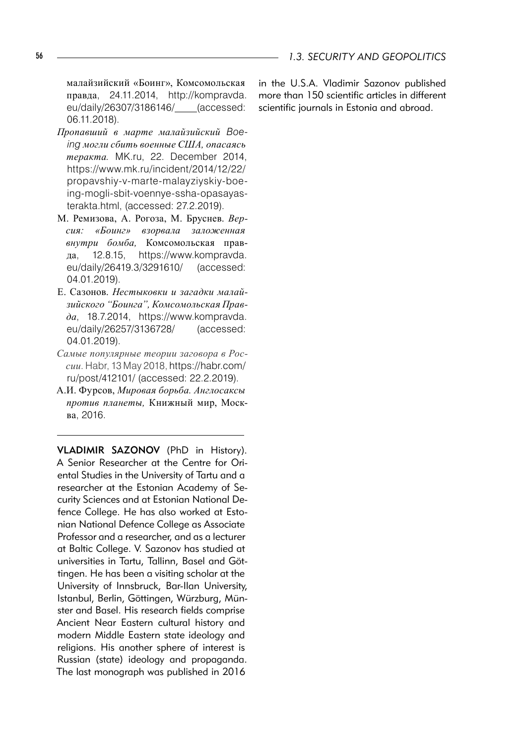малайзийский «Боинг», Комсомольская правда, 24.11.2014, http://kompravda.eu/daily/26307/3186146/____(accessed: 06.11.2018).

*Пропавший в марте малайзийский Boeing могли сбить военные США, опасаясь теракта.* MK.ru, 22. December 2014, https://www.mk.ru/incident/2014/12/22/propavshiy-v-marte-malayziyskiy-boeing-mogli-sbit-voennye-ssha-opasayasterakta.html, (accessed: 27.2.2019).

М. Ремизова, А. Рогоза, М. Бруснев. *Версия: «Боинг» взорвала заложенная внутри бомба,* Комсомольская правда, 12.8.15, https://www.kompravda.eu/daily/26419.3/3291610/ (accessed: 04.01.2019).

Е. Сазонов. *Нестыковки и загадки малайзийского "Боинга", Комсомольская Правда*, 18.7.2014, https://www.kompravda.eu/daily/26257/3136728/ (accessed: 04.01.2019).

*Самые популярные теории заговора в России.* Habr, 13 May 2018, https://habr.com/ru/post/412101/ (accessed: 22.2.2019).

А.И. Фурсов, *Мировая борьба. Англосаксы против планеты,* Книжный мир, Москва, 2016.

---

**VLADIMIR SAZONOV** (PhD in History). A Senior Researcher at the Centre for Oriental Studies in the University of Tartu and a researcher at the Estonian Academy of Security Sciences and at Estonian National Defence College. He has also worked at Estonian National Defence College as Associate Professor and a researcher, and as a lecturer at Baltic College. V. Sazonov has studied at universities in Tartu, Tallinn, Basel and Göttingen. He has been a visiting scholar at the University of Innsbruck, Bar-Ilan University, Istanbul, Berlin, Göttingen, Würzburg, Münster and Basel. His research fields comprise Ancient Near Eastern cultural history and modern Middle Eastern state ideology and religions. His another sphere of interest is Russian (state) ideology and propaganda. The last monograph was published in 2016 in the U.S.A. Vladimir Sazonov published more than 150 scientific articles in different scientific journals in Estonia and abroad.